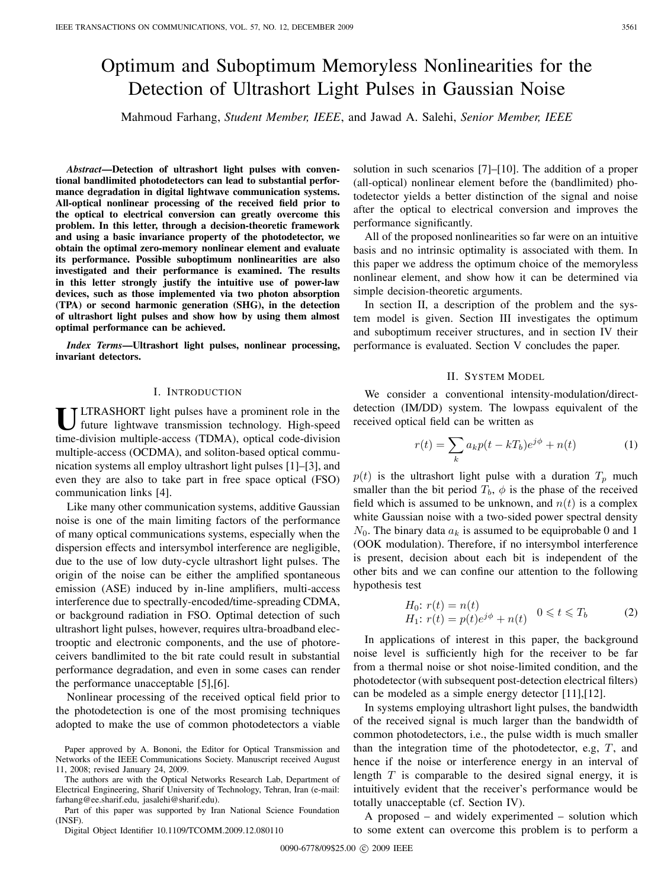# Optimum and Suboptimum Memoryless Nonlinearities for the Detection of Ultrashort Light Pulses in Gaussian Noise

Mahmoud Farhang, *Student Member, IEEE*, and Jawad A. Salehi, *Senior Member, IEEE*

***Abstract*—Detection of ultrashort light pulses with conventional bandlimited photodetectors can lead to substantial performance degradation in digital lightwave communication systems. All-optical nonlinear processing of the received field prior to the optical to electrical conversion can greatly overcome this problem. In this letter, through a decision-theoretic framework and using a basic invariance property of the photodetector, we obtain the optimal zero-memory nonlinear element and evaluate its performance. Possible suboptimum nonlinearities are also investigated and their performance is examined. The results in this letter strongly justify the intuitive use of power-law devices, such as those implemented via two photon absorption (TPA) or second harmonic generation (SHG), in the detection of ultrashort light pulses and show how by using them almost optimal performance can be achieved.**

***Index Terms*—Ultrashort light pulses, nonlinear processing, invariant detectors.**

## I. Introduction

Ultrashort light pulses have a prominent role in the future lightwave transmission technology. High-speed time-division multiple-access (TDMA), optical code-division multiple-access (OCDMA), and soliton-based optical communication systems all employ ultrashort light pulses [1]–[3], and even they are also to take part in free space optical (FSO) communication links [4].

Like many other communication systems, additive Gaussian noise is one of the main limiting factors of the performance of many optical communications systems, especially when the dispersion effects and intersymbol interference are negligible, due to the use of low duty-cycle ultrashort light pulses. The origin of the noise can be either the amplified spontaneous emission (ASE) induced by in-line amplifiers, multi-access interference due to spectrally-encoded/time-spreading CDMA, or background radiation in FSO. Optimal detection of such ultrashort light pulses, however, requires ultra-broadband electrooptic and electronic components, and the use of photoreceivers bandlimited to the bit rate could result in substantial performance degradation, and even in some cases can render the performance unacceptable [5],[6].

Nonlinear processing of the received optical field prior to the photodetection is one of the most promising techniques adopted to make the use of common photodetectors a viable solution in such scenarios [7]–[10]. The addition of a proper (all-optical) nonlinear element before the (bandlimited) photodetector yields a better distinction of the signal and noise after the optical to electrical conversion and improves the performance significantly.

All of the proposed nonlinearities so far were on an intuitive basis and no intrinsic optimality is associated with them. In this paper we address the optimum choice of the memoryless nonlinear element, and show how it can be determined via simple decision-theoretic arguments.

In section II, a description of the problem and the system model is given. Section III investigates the optimum and suboptimum receiver structures, and in section IV their performance is evaluated. Section V concludes the paper.

## II. System Model

We consider a conventional intensity-modulation/direct-detection (IM/DD) system. The lowpass equivalent of the received optical field can be written as

$$r(t) = \sum_k a_k p(t - kT_b)e^{j\phi} + n(t) \tag{1}$$

$p(t)$ is the ultrashort light pulse with a duration $T_p$ much smaller than the bit period $T_b$, $\phi$ is the phase of the received field which is assumed to be unknown, and $n(t)$ is a complex white Gaussian noise with a two-sided power spectral density $N_0$. The binary data $a_k$ is assumed to be equiprobable 0 and 1 (OOK modulation). Therefore, if no intersymbol interference is present, decision about each bit is independent of the other bits and we can confine our attention to the following hypothesis test

$$\begin{array}{ll} H_0\colon\ r(t) = n(t) & \\ H_1\colon\ r(t) = p(t)e^{j\phi} + n(t) & \end{array} \quad 0 \leqslant t \leqslant T_b \tag{2}$$

In applications of interest in this paper, the background noise level is sufficiently high for the receiver to be far from a thermal noise or shot noise-limited condition, and the photodetector (with subsequent post-detection electrical filters) can be modeled as a simple energy detector [11],[12].

In systems employing ultrashort light pulses, the bandwidth of the received signal is much larger than the bandwidth of common photodetectors, i.e., the pulse width is much smaller than the integration time of the photodetector, e.g, $T$, and hence if the noise or interference energy in an interval of length $T$ is comparable to the desired signal energy, it is intuitively evident that the receiver's performance would be totally unacceptable (cf. Section IV).

A proposed – and widely experimented – solution which to some extent can overcome this problem is to perform a

Paper approved by A. Bononi, the Editor for Optical Transmission and Networks of the IEEE Communications Society. Manuscript received August 11, 2008; revised January 24, 2009.

The authors are with the Optical Networks Research Lab, Department of Electrical Engineering, Sharif University of Technology, Tehran, Iran (e-mail: farhang@ee.sharif.edu, jasalehi@sharif.edu).

Part of this paper was supported by Iran National Science Foundation (INSF).

Digital Object Identifier 10.1109/TCOMM.2009.12.080110

0090-6778/09$25.00 © 2009 IEEE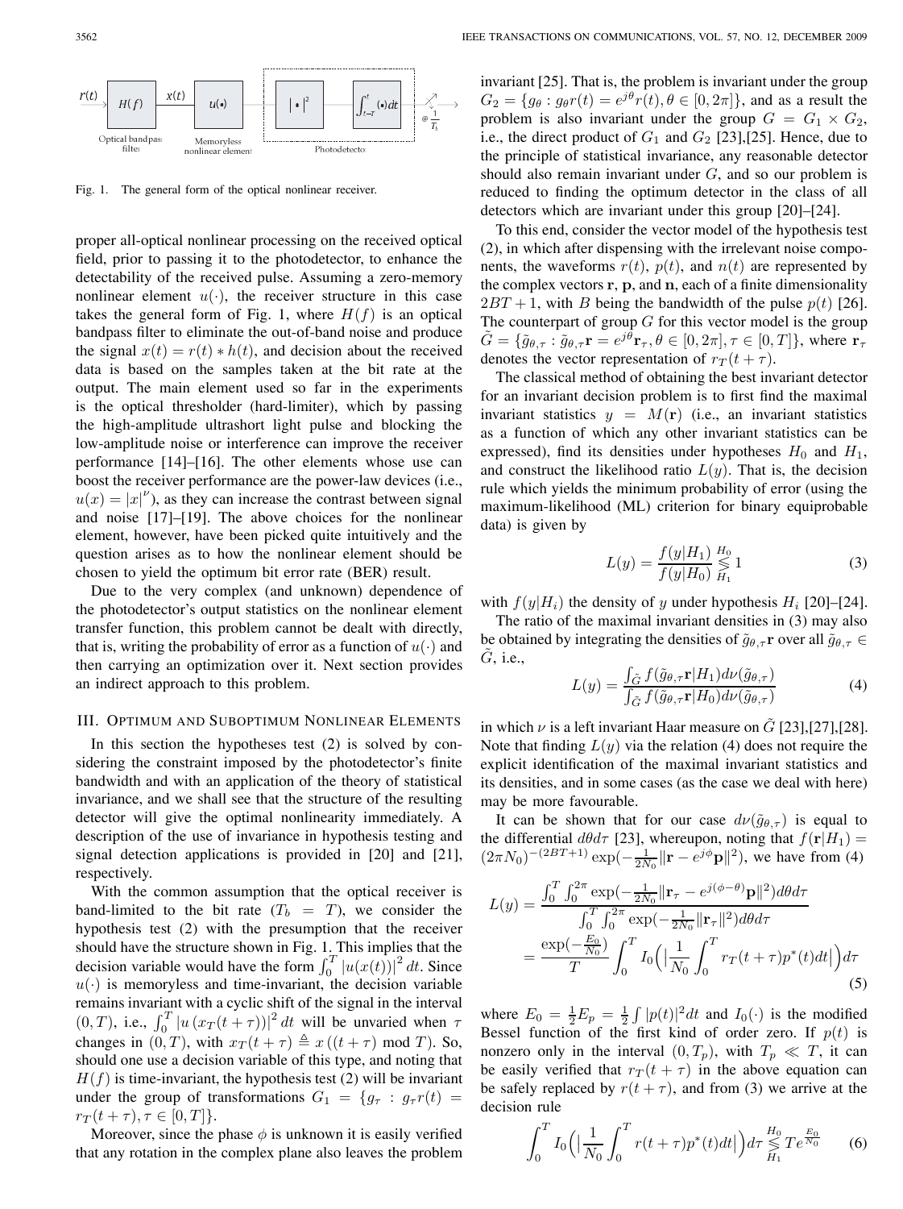Fig. 1. The general form of the optical nonlinear receiver.

proper all-optical nonlinear processing on the received optical field, prior to passing it to the photodetector, to enhance the detectability of the received pulse. Assuming a zero-memory nonlinear element $u(\cdot)$, the receiver structure in this case takes the general form of Fig. 1, where $H(f)$ is an optical bandpass filter to eliminate the out-of-band noise and produce the signal $x(t) = r(t) * h(t)$, and decision about the received data is based on the samples taken at the bit rate at the output. The main element used so far in the experiments is the optical thresholder (hard-limiter), which by passing the high-amplitude ultrashort light pulse and blocking the low-amplitude noise or interference can improve the receiver performance [14]–[16]. The other elements whose use can boost the receiver performance are the power-law devices (i.e., $u(x) = |x|^{\nu}$), as they can increase the contrast between signal and noise [17]–[19]. The above choices for the nonlinear element, however, have been picked quite intuitively and the question arises as to how the nonlinear element should be chosen to yield the optimum bit error rate (BER) result.

Due to the very complex (and unknown) dependence of the photodetector's output statistics on the nonlinear element transfer function, this problem cannot be dealt with directly, that is, writing the probability of error as a function of $u(\cdot)$ and then carrying an optimization over it. Next section provides an indirect approach to this problem.

## III. Optimum and Suboptimum Nonlinear Elements

In this section the hypotheses test (2) is solved by considering the constraint imposed by the photodetector's finite bandwidth and with an application of the theory of statistical invariance, and we shall see that the structure of the resulting detector will give the optimal nonlinearity immediately. A description of the use of invariance in hypothesis testing and signal detection applications is provided in [20] and [21], respectively.

With the common assumption that the optical receiver is band-limited to the bit rate ($T_b = T$), we consider the hypothesis test (2) with the presumption that the receiver should have the structure shown in Fig. 1. This implies that the decision variable would have the form $\int_0^T |u(x(t))|^2 dt$. Since $u(\cdot)$ is memoryless and time-invariant, the decision variable remains invariant with a cyclic shift of the signal in the interval $(0,T)$, i.e., $\int_0^T |u(x_T(t+\tau))|^2 dt$ will be unvaried when $\tau$ changes in $(0,T)$, with $x_T(t+\tau) \triangleq x((t+\tau) \bmod T)$. So, should one use a decision variable of this type, and noting that $H(f)$ is time-invariant, the hypothesis test (2) will be invariant under the group of transformations $G_1 = \{g_\tau : g_\tau r(t) = r_T(t+\tau), \tau \in [0,T]\}$.

Moreover, since the phase $\phi$ is unknown it is easily verified that any rotation in the complex plane also leaves the problem invariant [25]. That is, the problem is invariant under the group $G_2 = \{g_\theta : g_\theta r(t) = e^{j\theta} r(t), \theta \in [0, 2\pi]\}$, and as a result the problem is also invariant under the group $G = G_1 \times G_2$, i.e., the direct product of $G_1$ and $G_2$ [23],[25]. Hence, due to the principle of statistical invariance, any reasonable detector should also remain invariant under $G$, and so our problem is reduced to finding the optimum detector in the class of all detectors which are invariant under this group [20]–[24].

To this end, consider the vector model of the hypothesis test (2), in which after dispensing with the irrelevant noise components, the waveforms $r(t)$, $p(t)$, and $n(t)$ are represented by the complex vectors $\mathbf{r}$, $\mathbf{p}$, and $\mathbf{n}$, each of a finite dimensionality $2BT + 1$, with $B$ being the bandwidth of the pulse $p(t)$ [26]. The counterpart of group $G$ for this vector model is the group $\tilde{G} = \{\tilde{g}_{\theta,\tau} : \tilde{g}_{\theta,\tau}\mathbf{r} = e^{j\theta}\mathbf{r}_\tau, \theta \in [0, 2\pi], \tau \in [0,T]\}$, where $\mathbf{r}_\tau$ denotes the vector representation of $r_T(t+\tau)$.

The classical method of obtaining the best invariant detector for an invariant decision problem is to first find the maximal invariant statistics $y = M(\mathbf{r})$ (i.e., an invariant statistics as a function of which any other invariant statistics can be expressed), find its densities under hypotheses $H_0$ and $H_1$, and construct the likelihood ratio $L(y)$. That is, the decision rule which yields the minimum probability of error (using the maximum-likelihood (ML) criterion for binary equiprobable data) is given by

$$L(y) = \frac{f(y|H_1)}{f(y|H_0)} \underset{H_1}{\overset{H_0}{\lessgtr}} 1 \tag{3}$$

with $f(y|H_i)$ the density of $y$ under hypothesis $H_i$ [20]–[24].

The ratio of the maximal invariant densities in (3) may also be obtained by integrating the densities of $\tilde{g}_{\theta,\tau}\mathbf{r}$ over all $\tilde{g}_{\theta,\tau} \in \tilde{G}$, i.e.,

$$L(y) = \frac{\int_{\tilde{G}} f(\tilde{g}_{\theta,\tau}\mathbf{r}|H_1) d\nu(\tilde{g}_{\theta,\tau})}{\int_{\tilde{G}} f(\tilde{g}_{\theta,\tau}\mathbf{r}|H_0) d\nu(\tilde{g}_{\theta,\tau})} \tag{4}$$

in which $\nu$ is a left invariant Haar measure on $\tilde{G}$ [23],[27],[28]. Note that finding $L(y)$ via the relation (4) does not require the explicit identification of the maximal invariant statistics and its densities, and in some cases (as the case we deal with here) may be more favourable.

It can be shown that for our case $d\nu(\tilde{g}_{\theta,\tau})$ is equal to the differential $d\theta d\tau$ [23], whereupon, noting that $f(\mathbf{r}|H_1) = (2\pi N_0)^{-(2BT+1)} \exp(-\frac{1}{2N_0}\|\mathbf{r} - e^{j\phi}\mathbf{p}\|^2)$, we have from (4)

$$\begin{aligned} L(y) &= \frac{\int_0^T \int_0^{2\pi} \exp(-\frac{1}{2N_0}\|\mathbf{r}_\tau - e^{j(\phi-\theta)}\mathbf{p}\|^2) d\theta d\tau}{\int_0^T \int_0^{2\pi} \exp(-\frac{1}{2N_0}\|\mathbf{r}_\tau\|^2) d\theta d\tau} \\ &= \frac{\exp(-\frac{E_0}{N_0})}{T} \int_0^T I_0\Big(\Big|\frac{1}{N_0}\int_0^T r_T(t+\tau)p^*(t)dt\Big|\Big) d\tau \end{aligned} \tag{5}$$

where $E_0 = \frac{1}{2}E_p = \frac{1}{2}\int |p(t)|^2 dt$ and $I_0(\cdot)$ is the modified Bessel function of the first kind of order zero. If $p(t)$ is nonzero only in the interval $(0, T_p)$, with $T_p \ll T$, it can be easily verified that $r_T(t+\tau)$ in the above equation can be safely replaced by $r(t+\tau)$, and from (3) we arrive at the decision rule

$$\int_0^T I_0\Big(\Big|\frac{1}{N_0}\int_0^T r(t+\tau)p^*(t)dt\Big|\Big) d\tau \underset{H_1}{\overset{H_0}{\lessgtr}} T e^{\frac{E_0}{N_0}} \tag{6}$$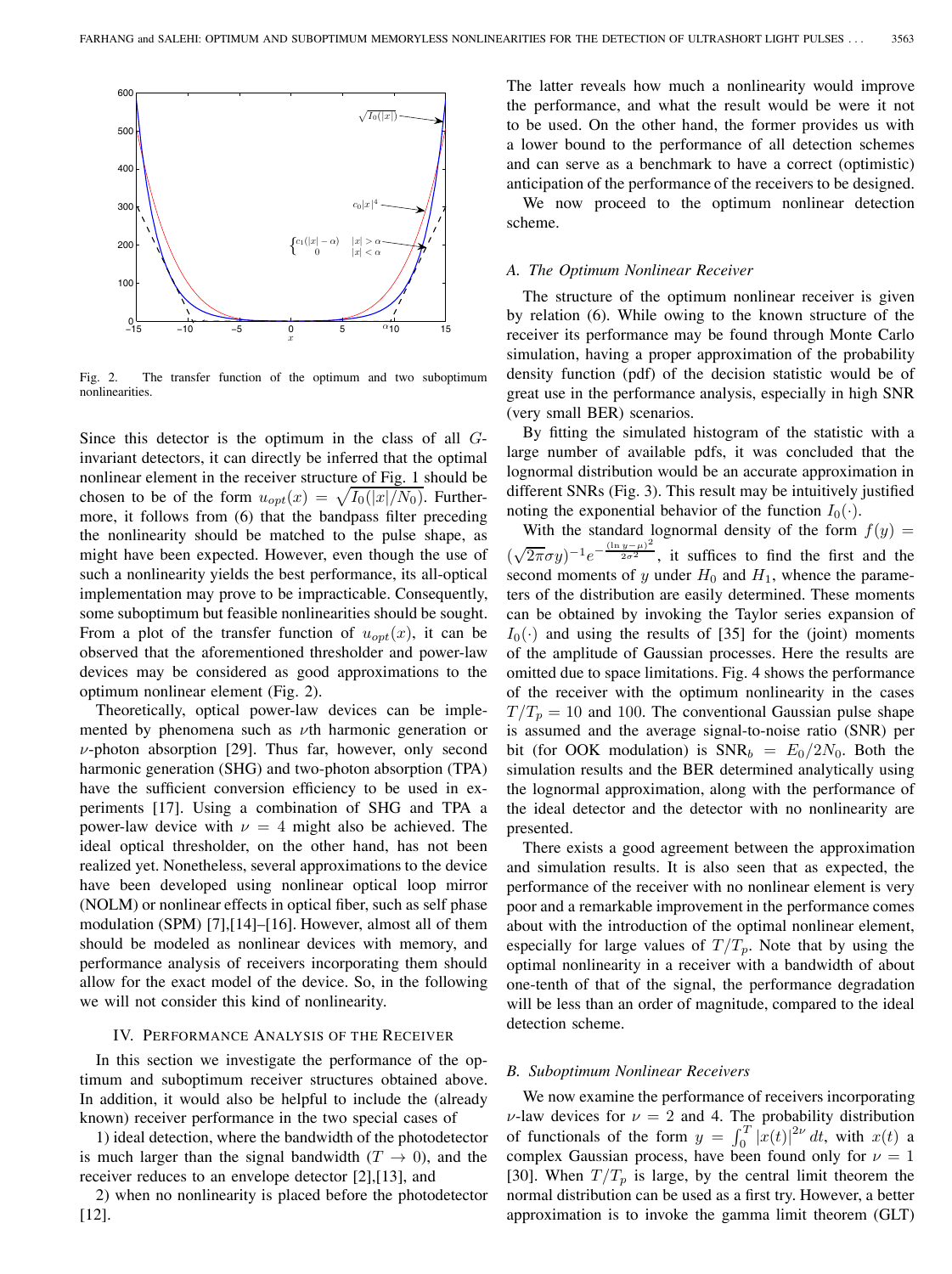Fig. 2. The transfer function of the optimum and two suboptimum nonlinearities.

Since this detector is the optimum in the class of all $G$-invariant detectors, it can directly be inferred that the optimal nonlinear element in the receiver structure of Fig. 1 should be chosen to be of the form $u_{opt}(x) = \sqrt{I_0(|x|/N_0)}$. Furthermore, it follows from (6) that the bandpass filter preceding the nonlinearity should be matched to the pulse shape, as might have been expected. However, even though the use of such a nonlinearity yields the best performance, its all-optical implementation may prove to be impracticable. Consequently, some suboptimum but feasible nonlinearities should be sought. From a plot of the transfer function of $u_{opt}(x)$, it can be observed that the aforementioned thresholder and power-law devices may be considered as good approximations to the optimum nonlinear element (Fig. 2).

Theoretically, optical power-law devices can be implemented by phenomena such as $\nu$th harmonic generation or $\nu$-photon absorption [29]. Thus far, however, only second harmonic generation (SHG) and two-photon absorption (TPA) have the sufficient conversion efficiency to be used in experiments [17]. Using a combination of SHG and TPA a power-law device with $\nu = 4$ might also be achieved. The ideal optical thresholder, on the other hand, has not been realized yet. Nonetheless, several approximations to the device have been developed using nonlinear optical loop mirror (NOLM) or nonlinear effects in optical fiber, such as self phase modulation (SPM) [7],[14]–[16]. However, almost all of them should be modeled as nonlinear devices with memory, and performance analysis of receivers incorporating them should allow for the exact model of the device. So, in the following we will not consider this kind of nonlinearity.

## IV. Performance Analysis of the Receiver

In this section we investigate the performance of the optimum and suboptimum receiver structures obtained above. In addition, it would also be helpful to include the (already known) receiver performance in the two special cases of

1) ideal detection, where the bandwidth of the photodetector is much larger than the signal bandwidth ($T \to 0$), and the receiver reduces to an envelope detector [2],[13], and

2) when no nonlinearity is placed before the photodetector [12].

The latter reveals how much a nonlinearity would improve the performance, and what the result would be were it not to be used. On the other hand, the former provides us with a lower bound to the performance of all detection schemes and can serve as a benchmark to have a correct (optimistic) anticipation of the performance of the receivers to be designed.

We now proceed to the optimum nonlinear detection scheme.

### A. The Optimum Nonlinear Receiver

The structure of the optimum nonlinear receiver is given by relation (6). While owing to the known structure of the receiver its performance may be found through Monte Carlo simulation, having a proper approximation of the probability density function (pdf) of the decision statistic would be of great use in the performance analysis, especially in high SNR (very small BER) scenarios.

By fitting the simulated histogram of the statistic with a large number of available pdfs, it was concluded that the lognormal distribution would be an accurate approximation in different SNRs (Fig. 3). This result may be intuitively justified noting the exponential behavior of the function $I_0(\cdot)$.

With the standard lognormal density of the form $f(y) = (\sqrt{2\pi}\sigma y)^{-1} e^{-\frac{(\ln y - \mu)^2}{2\sigma^2}}$, it suffices to find the first and the second moments of $y$ under $H_0$ and $H_1$, whence the parameters of the distribution are easily determined. These moments can be obtained by invoking the Taylor series expansion of $I_0(\cdot)$ and using the results of [35] for the (joint) moments of the amplitude of Gaussian processes. Here the results are omitted due to space limitations. Fig. 4 shows the performance of the receiver with the optimum nonlinearity in the cases $T/T_p = 10$ and $100$. The conventional Gaussian pulse shape is assumed and the average signal-to-noise ratio (SNR) per bit (for OOK modulation) is $\text{SNR}_b = E_0/2N_0$. Both the simulation results and the BER determined analytically using the lognormal approximation, along with the performance of the ideal detector and the detector with no nonlinearity are presented.

There exists a good agreement between the approximation and simulation results. It is also seen that as expected, the performance of the receiver with no nonlinear element is very poor and a remarkable improvement in the performance comes about with the introduction of the optimal nonlinear element, especially for large values of $T/T_p$. Note that by using the optimal nonlinearity in a receiver with a bandwidth of about one-tenth of that of the signal, the performance degradation will be less than an order of magnitude, compared to the ideal detection scheme.

### B. Suboptimum Nonlinear Receivers

We now examine the performance of receivers incorporating $\nu$-law devices for $\nu = 2$ and 4. The probability distribution of functionals of the form $y = \int_0^T |x(t)|^{2\nu} dt$, with $x(t)$ a complex Gaussian process, have been found only for $\nu = 1$ [30]. When $T/T_p$ is large, by the central limit theorem the normal distribution can be used as a first try. However, a better approximation is to invoke the gamma limit theorem (GLT)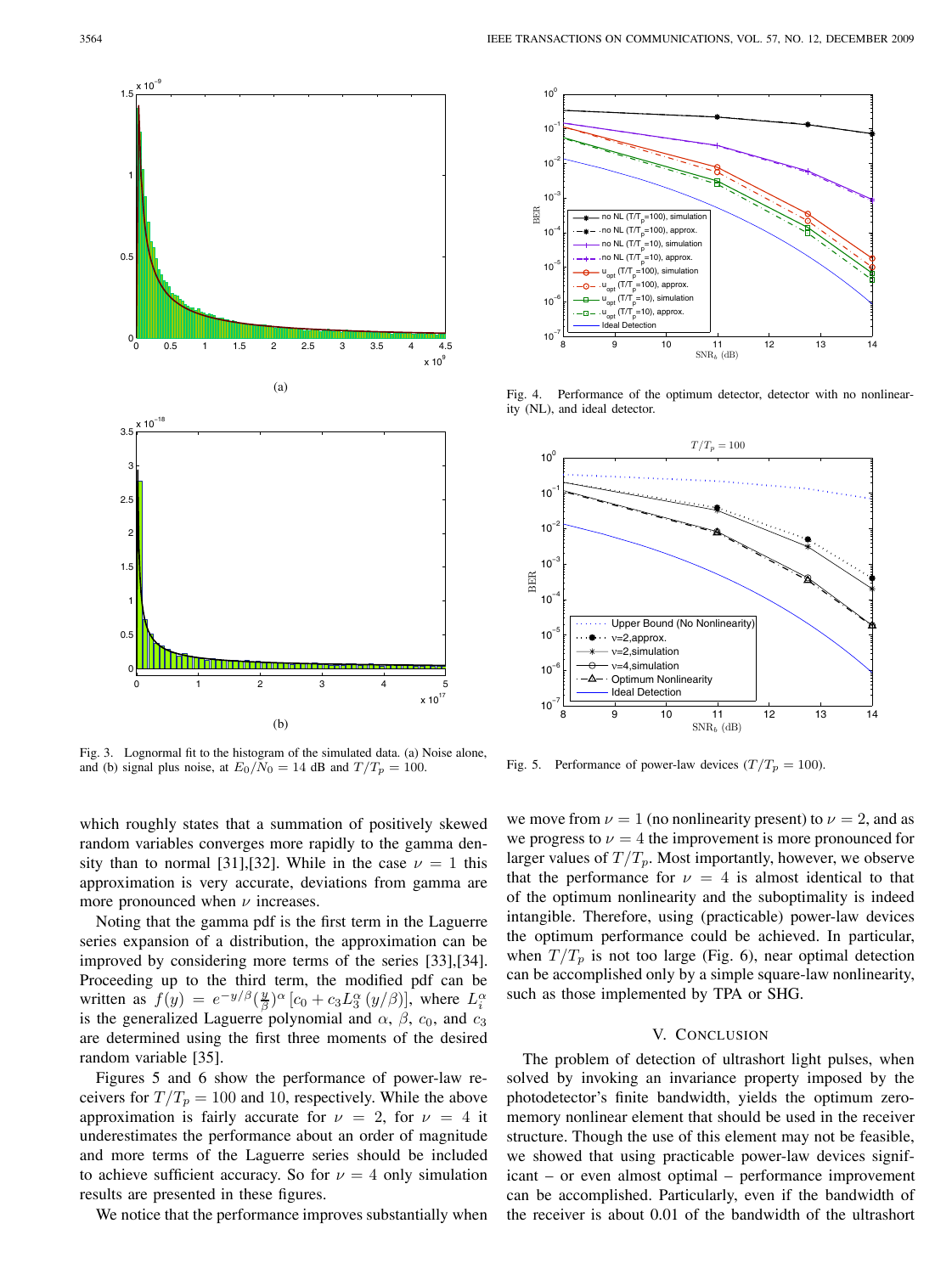Fig. 3. Lognormal fit to the histogram of the simulated data. (a) Noise alone, and (b) signal plus noise, at $E_0/N_0 = 14$ dB and $T/T_p = 100$.

Fig. 4. Performance of the optimum detector, detector with no nonlinearity (NL), and ideal detector.

Fig. 5. Performance of power-law devices ($T/T_p = 100$).

which roughly states that a summation of positively skewed random variables converges more rapidly to the gamma density than to normal [31],[32]. While in the case $\nu = 1$ this approximation is very accurate, deviations from gamma are more pronounced when $\nu$ increases.

Noting that the gamma pdf is the first term in the Laguerre series expansion of a distribution, the approximation can be improved by considering more terms of the series [33],[34]. Proceeding up to the third term, the modified pdf can be written as $f(y) = e^{-y/\beta}(\frac{y}{\beta})^{\alpha}\left[c_0 + c_3 L_3^{\alpha}(y/\beta)\right]$, where $L_i^{\alpha}$ is the generalized Laguerre polynomial and $\alpha$, $\beta$, $c_0$, and $c_3$ are determined using the first three moments of the desired random variable [35].

Figures 5 and 6 show the performance of power-law receivers for $T/T_p = 100$ and 10, respectively. While the above approximation is fairly accurate for $\nu = 2$, for $\nu = 4$ it underestimates the performance about an order of magnitude and more terms of the Laguerre series should be included to achieve sufficient accuracy. So for $\nu = 4$ only simulation results are presented in these figures.

We notice that the performance improves substantially when we move from $\nu = 1$ (no nonlinearity present) to $\nu = 2$, and as we progress to $\nu = 4$ the improvement is more pronounced for larger values of $T/T_p$. Most importantly, however, we observe that the performance for $\nu = 4$ is almost identical to that of the optimum nonlinearity and the suboptimality is indeed intangible. Therefore, using (practicable) power-law devices the optimum performance could be achieved. In particular, when $T/T_p$ is not too large (Fig. 6), near optimal detection can be accomplished only by a simple square-law nonlinearity, such as those implemented by TPA or SHG.

## V. Conclusion

The problem of detection of ultrashort light pulses, when solved by invoking an invariance property imposed by the photodetector's finite bandwidth, yields the optimum zero-memory nonlinear element that should be used in the receiver structure. Though the use of this element may not be feasible, we showed that using practicable power-law devices significant – or even almost optimal – performance improvement can be accomplished. Particularly, even if the bandwidth of the receiver is about 0.01 of the bandwidth of the ultrashort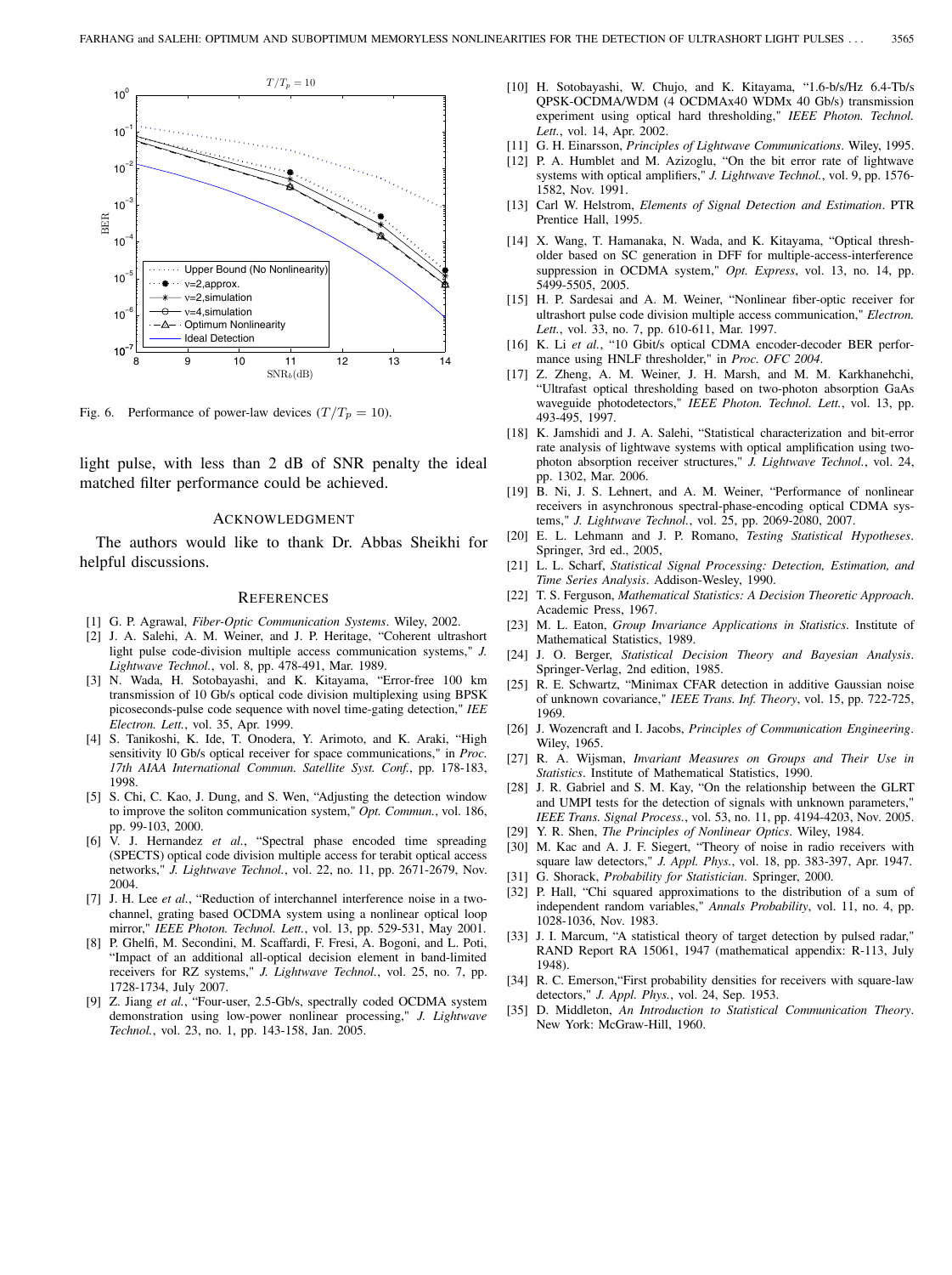$T/T_p = 10$

$10^0$
$10^{-1}$
$10^{-2}$
$10^{-3}$
$10^{-4}$
$10^{-5}$
$10^{-6}$
$10^{-7}$

BER

8 9 10 11 12 13 14

$\text{SNR}_b(\text{dB})$

Upper Bound (No Nonlinearity)
ν=2,approx.
ν=2,simulation
ν=4,simulation
Optimum Nonlinearity
Ideal Detection

Fig. 6. Performance of power-law devices ($T/T_p = 10$).

light pulse, with less than 2 dB of SNR penalty the ideal matched filter performance could be achieved.

## Acknowledgment

The authors would like to thank Dr. Abbas Sheikhi for helpful discussions.

## References

[1] G. P. Agrawal, *Fiber-Optic Communication Systems*. Wiley, 2002.

[2] J. A. Salehi, A. M. Weiner, and J. P. Heritage, "Coherent ultrashort light pulse code-division multiple access communication systems," *J. Lightwave Technol.*, vol. 8, pp. 478-491, Mar. 1989.

[3] N. Wada, H. Sotobayashi, and K. Kitayama, "Error-free 100 km transmission of 10 Gb/s optical code division multiplexing using BPSK picoseconds-pulse code sequence with novel time-gating detection," *IEE Electron. Lett.*, vol. 35, Apr. 1999.

[4] S. Tanikoshi, K. Ide, T. Onodera, Y. Arimoto, and K. Araki, "High sensitivity l0 Gb/s optical receiver for space communications," in *Proc. 17th AIAA International Commun. Satellite Syst. Conf.*, pp. 178-183, 1998.

[5] S. Chi, C. Kao, J. Dung, and S. Wen, "Adjusting the detection window to improve the soliton communication system," *Opt. Commun.*, vol. 186, pp. 99-103, 2000.

[6] V. J. Hernandez *et al.*, "Spectral phase encoded time spreading (SPECTS) optical code division multiple access for terabit optical access networks," *J. Lightwave Technol.*, vol. 22, no. 11, pp. 2671-2679, Nov. 2004.

[7] J. H. Lee *et al.*, "Reduction of interchannel interference noise in a two-channel, grating based OCDMA system using a nonlinear optical loop mirror," *IEEE Photon. Technol. Lett.*, vol. 13, pp. 529-531, May 2001.

[8] P. Ghelfi, M. Secondini, M. Scaffardi, F. Fresi, A. Bogoni, and L. Poti, "Impact of an additional all-optical decision element in band-limited receivers for RZ systems," *J. Lightwave Technol.*, vol. 25, no. 7, pp. 1728-1734, July 2007.

[9] Z. Jiang *et al.*, "Four-user, 2.5-Gb/s, spectrally coded OCDMA system demonstration using low-power nonlinear processing," *J. Lightwave Technol.*, vol. 23, no. 1, pp. 143-158, Jan. 2005.

[10] H. Sotobayashi, W. Chujo, and K. Kitayama, "1.6-b/s/Hz 6.4-Tb/s QPSK-OCDMA/WDM (4 OCDMAx40 WDMx 40 Gb/s) transmission experiment using optical hard thresholding," *IEEE Photon. Technol. Lett.*, vol. 14, Apr. 2002.

[11] G. H. Einarsson, *Principles of Lightwave Communications*. Wiley, 1995.

[12] P. A. Humblet and M. Azizoglu, "On the bit error rate of lightwave systems with optical amplifiers," *J. Lightwave Technol.*, vol. 9, pp. 1576-1582, Nov. 1991.

[13] Carl W. Helstrom, *Elements of Signal Detection and Estimation*. PTR Prentice Hall, 1995.

[14] X. Wang, T. Hamanaka, N. Wada, and K. Kitayama, "Optical thresholder based on SC generation in DFF for multiple-access-interference suppression in OCDMA system," *Opt. Express*, vol. 13, no. 14, pp. 5499-5505, 2005.

[15] H. P. Sardesai and A. M. Weiner, "Nonlinear fiber-optic receiver for ultrashort pulse code division multiple access communication," *Electron. Lett.*, vol. 33, no. 7, pp. 610-611, Mar. 1997.

[16] K. Li *et al.*, "10 Gbit/s optical CDMA encoder-decoder BER performance using HNLF thresholder," in *Proc. OFC 2004*.

[17] Z. Zheng, A. M. Weiner, J. H. Marsh, and M. M. Karkhanehchi, "Ultrafast optical thresholding based on two-photon absorption GaAs waveguide photodetectors," *IEEE Photon. Technol. Lett.*, vol. 13, pp. 493-495, 1997.

[18] K. Jamshidi and J. A. Salehi, "Statistical characterization and bit-error rate analysis of lightwave systems with optical amplification using two-photon absorption receiver structures," *J. Lightwave Technol.*, vol. 24, pp. 1302, Mar. 2006.

[19] B. Ni, J. S. Lehnert, and A. M. Weiner, "Performance of nonlinear receivers in asynchronous spectral-phase-encoding optical CDMA systems," *J. Lightwave Technol.*, vol. 25, pp. 2069-2080, 2007.

[20] E. L. Lehmann and J. P. Romano, *Testing Statistical Hypotheses*. Springer, 3rd ed., 2005,

[21] L. L. Scharf, *Statistical Signal Processing: Detection, Estimation, and Time Series Analysis*. Addison-Wesley, 1990.

[22] T. S. Ferguson, *Mathematical Statistics: A Decision Theoretic Approach*. Academic Press, 1967.

[23] M. L. Eaton, *Group Invariance Applications in Statistics*. Institute of Mathematical Statistics, 1989.

[24] J. O. Berger, *Statistical Decision Theory and Bayesian Analysis*. Springer-Verlag, 2nd edition, 1985.

[25] R. E. Schwartz, "Minimax CFAR detection in additive Gaussian noise of unknown covariance," *IEEE Trans. Inf. Theory*, vol. 15, pp. 722-725, 1969.

[26] J. Wozencraft and I. Jacobs, *Principles of Communication Engineering*. Wiley, 1965.

[27] R. A. Wijsman, *Invariant Measures on Groups and Their Use in Statistics*. Institute of Mathematical Statistics, 1990.

[28] J. R. Gabriel and S. M. Kay, "On the relationship between the GLRT and UMPI tests for the detection of signals with unknown parameters," *IEEE Trans. Signal Process.*, vol. 53, no. 11, pp. 4194-4203, Nov. 2005.

[29] Y. R. Shen, *The Principles of Nonlinear Optics*. Wiley, 1984.

[30] M. Kac and A. J. F. Siegert, "Theory of noise in radio receivers with square law detectors," *J. Appl. Phys.*, vol. 18, pp. 383-397, Apr. 1947.

[31] G. Shorack, *Probability for Statistician*. Springer, 2000.

[32] P. Hall, "Chi squared approximations to the distribution of a sum of independent random variables," *Annals Probability*, vol. 11, no. 4, pp. 1028-1036, Nov. 1983.

[33] J. I. Marcum, "A statistical theory of target detection by pulsed radar," RAND Report RA 15061, 1947 (mathematical appendix: R-113, July 1948).

[34] R. C. Emerson,"First probability densities for receivers with square-law detectors," *J. Appl. Phys.*, vol. 24, Sep. 1953.

[35] D. Middleton, *An Introduction to Statistical Communication Theory*. New York: McGraw-Hill, 1960.